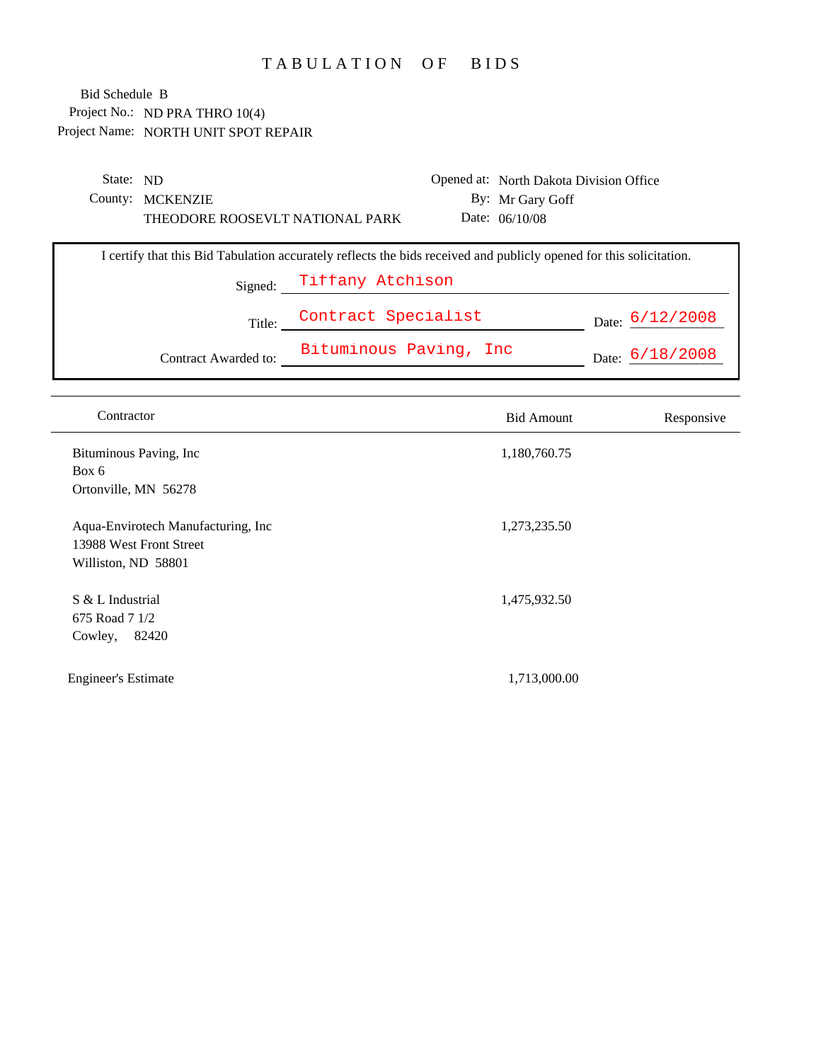# TABULATION OF BIDS

Bid Schedule B
Project No.: ND PRA THRO 10(4)
Project Name: NORTH UNIT SPOT REPAIR

State: ND
County: MCKENZIE
THEODORE ROOSEVLT NATIONAL PARK

Opened at: North Dakota Division Office
By: Mr Gary Goff
Date: 06/10/08

I certify that this Bid Tabulation accurately reflects the bids received and publicly opened for this solicitation.

Signed: Tiffany Atchison

Title: Contract Specialist — Date: 6/12/2008

Contract Awarded to: Bituminous Paving, Inc — Date: 6/18/2008

| Contractor | Bid Amount | Responsive |
|---|---|---|
| Bituminous Paving, Inc<br>Box 6<br>Ortonville, MN 56278 | 1,180,760.75 | |
| Aqua-Envirotech Manufacturing, Inc<br>13988 West Front Street<br>Williston, ND 58801 | 1,273,235.50 | |
| S & L Industrial<br>675 Road 7 1/2<br>Cowley, 82420 | 1,475,932.50 | |
| Engineer's Estimate | 1,713,000.00 | |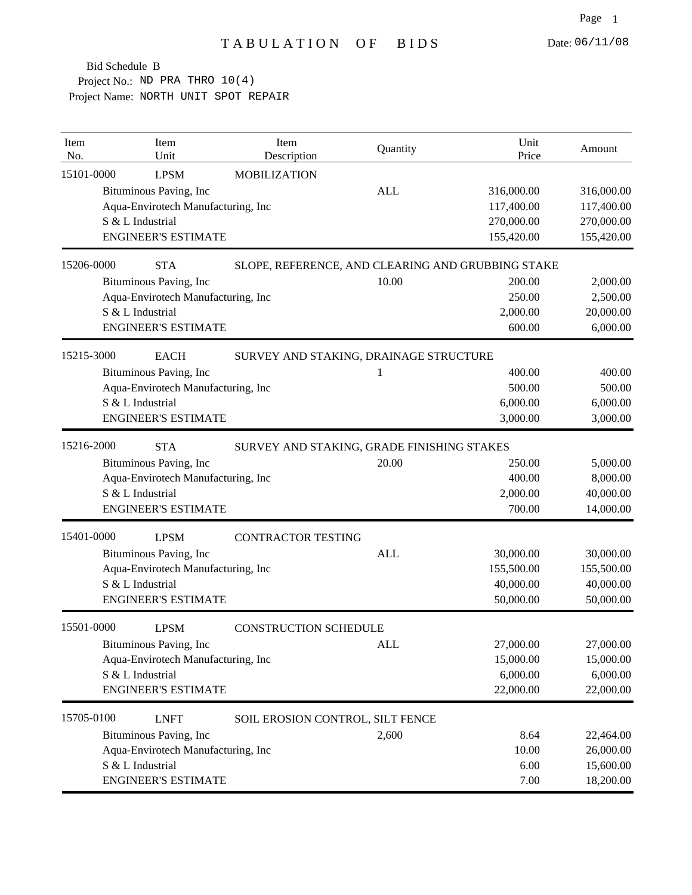# TABULATION OF BIDS

Date: 06/11/08

Bid Schedule B
Project No.: ND PRA THRO 10(4)
Project Name: NORTH UNIT SPOT REPAIR

| Item No. | Item Unit | Item Description | Quantity | Unit Price | Amount |
|---|---|---|---|---|---|
| 15101-0000 | LPSM | MOBILIZATION | | | |
| | Bituminous Paving, Inc | | ALL | 316,000.00 | 316,000.00 |
| | Aqua-Envirotech Manufacturing, Inc | | | 117,400.00 | 117,400.00 |
| | S & L Industrial | | | 270,000.00 | 270,000.00 |
| | ENGINEER'S ESTIMATE | | | 155,420.00 | 155,420.00 |
| 15206-0000 | STA | SLOPE, REFERENCE, AND CLEARING AND GRUBBING STAKE | | | |
| | Bituminous Paving, Inc | | 10.00 | 200.00 | 2,000.00 |
| | Aqua-Envirotech Manufacturing, Inc | | | 250.00 | 2,500.00 |
| | S & L Industrial | | | 2,000.00 | 20,000.00 |
| | ENGINEER'S ESTIMATE | | | 600.00 | 6,000.00 |
| 15215-3000 | EACH | SURVEY AND STAKING, DRAINAGE STRUCTURE | | | |
| | Bituminous Paving, Inc | | 1 | 400.00 | 400.00 |
| | Aqua-Envirotech Manufacturing, Inc | | | 500.00 | 500.00 |
| | S & L Industrial | | | 6,000.00 | 6,000.00 |
| | ENGINEER'S ESTIMATE | | | 3,000.00 | 3,000.00 |
| 15216-2000 | STA | SURVEY AND STAKING, GRADE FINISHING STAKES | | | |
| | Bituminous Paving, Inc | | 20.00 | 250.00 | 5,000.00 |
| | Aqua-Envirotech Manufacturing, Inc | | | 400.00 | 8,000.00 |
| | S & L Industrial | | | 2,000.00 | 40,000.00 |
| | ENGINEER'S ESTIMATE | | | 700.00 | 14,000.00 |
| 15401-0000 | LPSM | CONTRACTOR TESTING | | | |
| | Bituminous Paving, Inc | | ALL | 30,000.00 | 30,000.00 |
| | Aqua-Envirotech Manufacturing, Inc | | | 155,500.00 | 155,500.00 |
| | S & L Industrial | | | 40,000.00 | 40,000.00 |
| | ENGINEER'S ESTIMATE | | | 50,000.00 | 50,000.00 |
| 15501-0000 | LPSM | CONSTRUCTION SCHEDULE | | | |
| | Bituminous Paving, Inc | | ALL | 27,000.00 | 27,000.00 |
| | Aqua-Envirotech Manufacturing, Inc | | | 15,000.00 | 15,000.00 |
| | S & L Industrial | | | 6,000.00 | 6,000.00 |
| | ENGINEER'S ESTIMATE | | | 22,000.00 | 22,000.00 |
| 15705-0100 | LNFT | SOIL EROSION CONTROL, SILT FENCE | | | |
| | Bituminous Paving, Inc | | 2,600 | 8.64 | 22,464.00 |
| | Aqua-Envirotech Manufacturing, Inc | | | 10.00 | 26,000.00 |
| | S & L Industrial | | | 6.00 | 15,600.00 |
| | ENGINEER'S ESTIMATE | | | 7.00 | 18,200.00 |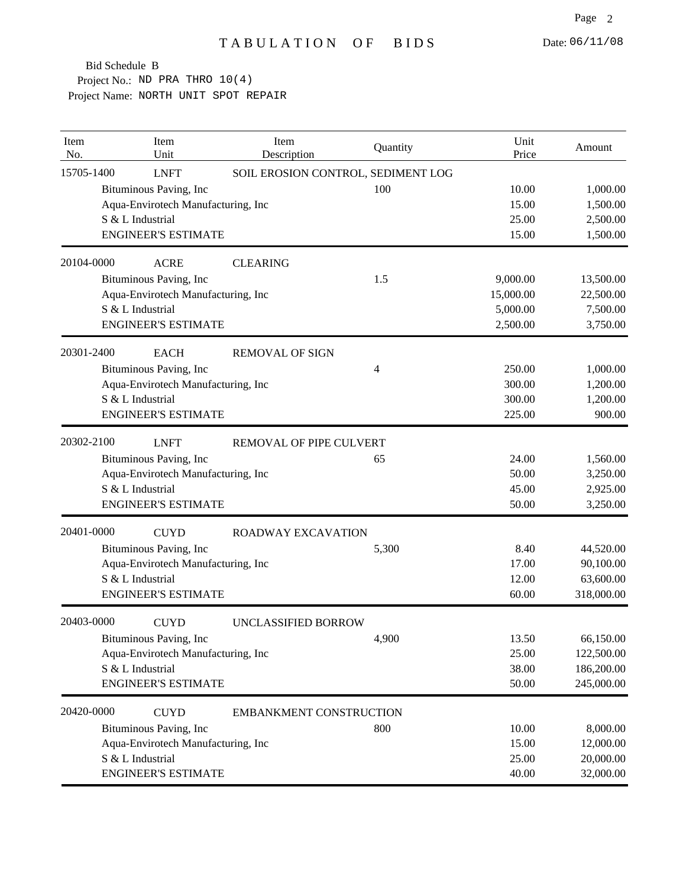# TABULATION OF BIDS

Date: 06/11/08

Bid Schedule B
Project No.: ND PRA THRO 10(4)
Project Name: NORTH UNIT SPOT REPAIR

| Item No. | Item Unit | Item Description | Quantity | Unit Price | Amount |
|---|---|---|---|---|---|
| 15705-1400 | LNFT | SOIL EROSION CONTROL, SEDIMENT LOG | | | |
| | Bituminous Paving, Inc | | 100 | 10.00 | 1,000.00 |
| | Aqua-Envirotech Manufacturing, Inc | | | 15.00 | 1,500.00 |
| | S & L Industrial | | | 25.00 | 2,500.00 |
| | ENGINEER'S ESTIMATE | | | 15.00 | 1,500.00 |
| 20104-0000 | ACRE | CLEARING | | | |
| | Bituminous Paving, Inc | | 1.5 | 9,000.00 | 13,500.00 |
| | Aqua-Envirotech Manufacturing, Inc | | | 15,000.00 | 22,500.00 |
| | S & L Industrial | | | 5,000.00 | 7,500.00 |
| | ENGINEER'S ESTIMATE | | | 2,500.00 | 3,750.00 |
| 20301-2400 | EACH | REMOVAL OF SIGN | | | |
| | Bituminous Paving, Inc | | 4 | 250.00 | 1,000.00 |
| | Aqua-Envirotech Manufacturing, Inc | | | 300.00 | 1,200.00 |
| | S & L Industrial | | | 300.00 | 1,200.00 |
| | ENGINEER'S ESTIMATE | | | 225.00 | 900.00 |
| 20302-2100 | LNFT | REMOVAL OF PIPE CULVERT | | | |
| | Bituminous Paving, Inc | | 65 | 24.00 | 1,560.00 |
| | Aqua-Envirotech Manufacturing, Inc | | | 50.00 | 3,250.00 |
| | S & L Industrial | | | 45.00 | 2,925.00 |
| | ENGINEER'S ESTIMATE | | | 50.00 | 3,250.00 |
| 20401-0000 | CUYD | ROADWAY EXCAVATION | | | |
| | Bituminous Paving, Inc | | 5,300 | 8.40 | 44,520.00 |
| | Aqua-Envirotech Manufacturing, Inc | | | 17.00 | 90,100.00 |
| | S & L Industrial | | | 12.00 | 63,600.00 |
| | ENGINEER'S ESTIMATE | | | 60.00 | 318,000.00 |
| 20403-0000 | CUYD | UNCLASSIFIED BORROW | | | |
| | Bituminous Paving, Inc | | 4,900 | 13.50 | 66,150.00 |
| | Aqua-Envirotech Manufacturing, Inc | | | 25.00 | 122,500.00 |
| | S & L Industrial | | | 38.00 | 186,200.00 |
| | ENGINEER'S ESTIMATE | | | 50.00 | 245,000.00 |
| 20420-0000 | CUYD | EMBANKMENT CONSTRUCTION | | | |
| | Bituminous Paving, Inc | | 800 | 10.00 | 8,000.00 |
| | Aqua-Envirotech Manufacturing, Inc | | | 15.00 | 12,000.00 |
| | S & L Industrial | | | 25.00 | 20,000.00 |
| | ENGINEER'S ESTIMATE | | | 40.00 | 32,000.00 |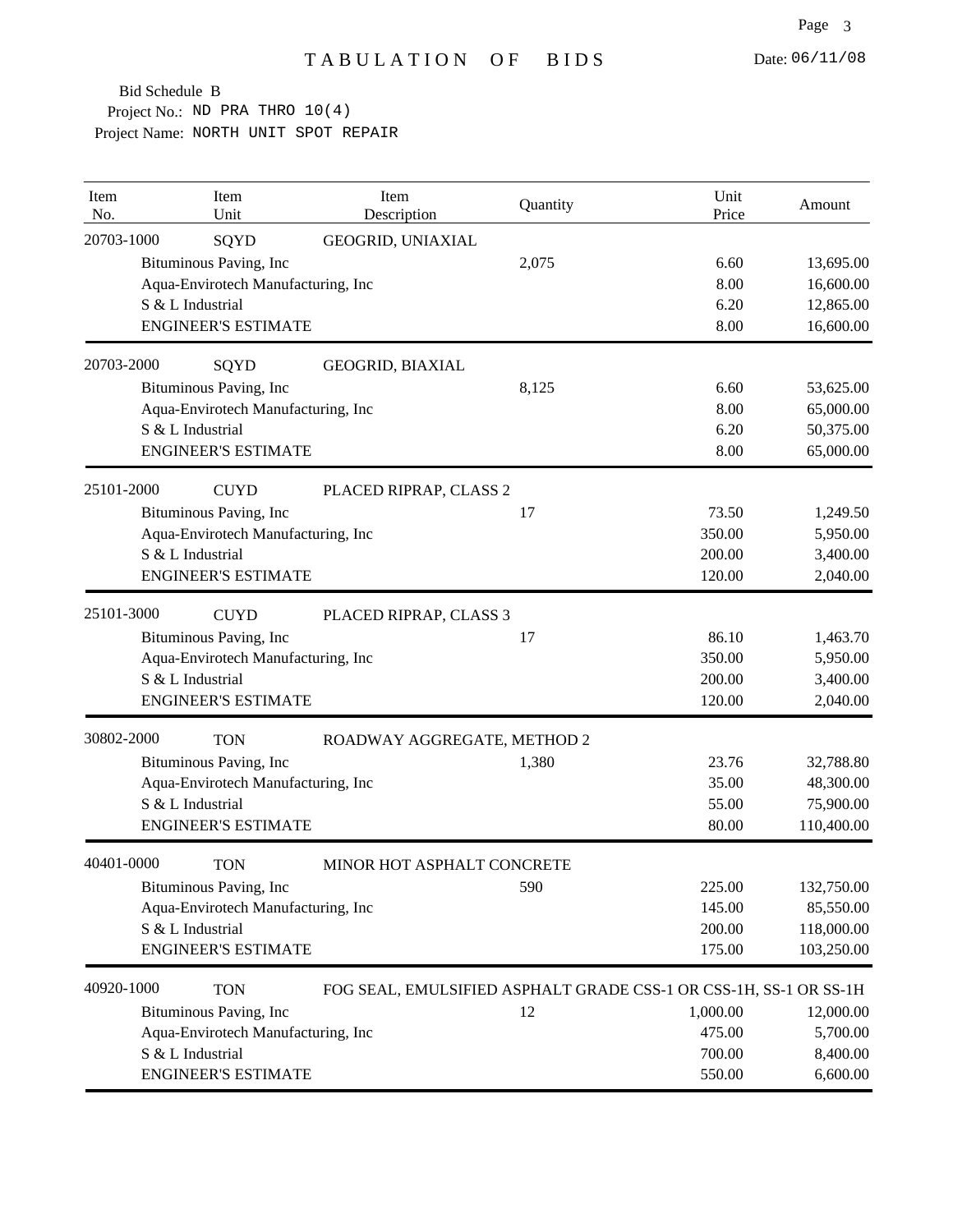# TABULATION OF BIDS

Date: 06/11/08

Bid Schedule B
Project No.: ND PRA THRO 10(4)
Project Name: NORTH UNIT SPOT REPAIR

| Item No. | Item Unit | Item Description | Quantity | Unit Price | Amount |
|---|---|---|---|---|---|
| 20703-1000 | SQYD | GEOGRID, UNIAXIAL | | | |
| | Bituminous Paving, Inc | | 2,075 | 6.60 | 13,695.00 |
| | Aqua-Envirotech Manufacturing, Inc | | | 8.00 | 16,600.00 |
| | S & L Industrial | | | 6.20 | 12,865.00 |
| | ENGINEER'S ESTIMATE | | | 8.00 | 16,600.00 |
| 20703-2000 | SQYD | GEOGRID, BIAXIAL | | | |
| | Bituminous Paving, Inc | | 8,125 | 6.60 | 53,625.00 |
| | Aqua-Envirotech Manufacturing, Inc | | | 8.00 | 65,000.00 |
| | S & L Industrial | | | 6.20 | 50,375.00 |
| | ENGINEER'S ESTIMATE | | | 8.00 | 65,000.00 |
| 25101-2000 | CUYD | PLACED RIPRAP, CLASS 2 | | | |
| | Bituminous Paving, Inc | | 17 | 73.50 | 1,249.50 |
| | Aqua-Envirotech Manufacturing, Inc | | | 350.00 | 5,950.00 |
| | S & L Industrial | | | 200.00 | 3,400.00 |
| | ENGINEER'S ESTIMATE | | | 120.00 | 2,040.00 |
| 25101-3000 | CUYD | PLACED RIPRAP, CLASS 3 | | | |
| | Bituminous Paving, Inc | | 17 | 86.10 | 1,463.70 |
| | Aqua-Envirotech Manufacturing, Inc | | | 350.00 | 5,950.00 |
| | S & L Industrial | | | 200.00 | 3,400.00 |
| | ENGINEER'S ESTIMATE | | | 120.00 | 2,040.00 |
| 30802-2000 | TON | ROADWAY AGGREGATE, METHOD 2 | | | |
| | Bituminous Paving, Inc | | 1,380 | 23.76 | 32,788.80 |
| | Aqua-Envirotech Manufacturing, Inc | | | 35.00 | 48,300.00 |
| | S & L Industrial | | | 55.00 | 75,900.00 |
| | ENGINEER'S ESTIMATE | | | 80.00 | 110,400.00 |
| 40401-0000 | TON | MINOR HOT ASPHALT CONCRETE | | | |
| | Bituminous Paving, Inc | | 590 | 225.00 | 132,750.00 |
| | Aqua-Envirotech Manufacturing, Inc | | | 145.00 | 85,550.00 |
| | S & L Industrial | | | 200.00 | 118,000.00 |
| | ENGINEER'S ESTIMATE | | | 175.00 | 103,250.00 |
| 40920-1000 | TON | FOG SEAL, EMULSIFIED ASPHALT GRADE CSS-1 OR CSS-1H, SS-1 OR SS-1H | | | |
| | Bituminous Paving, Inc | | 12 | 1,000.00 | 12,000.00 |
| | Aqua-Envirotech Manufacturing, Inc | | | 475.00 | 5,700.00 |
| | S & L Industrial | | | 700.00 | 8,400.00 |
| | ENGINEER'S ESTIMATE | | | 550.00 | 6,600.00 |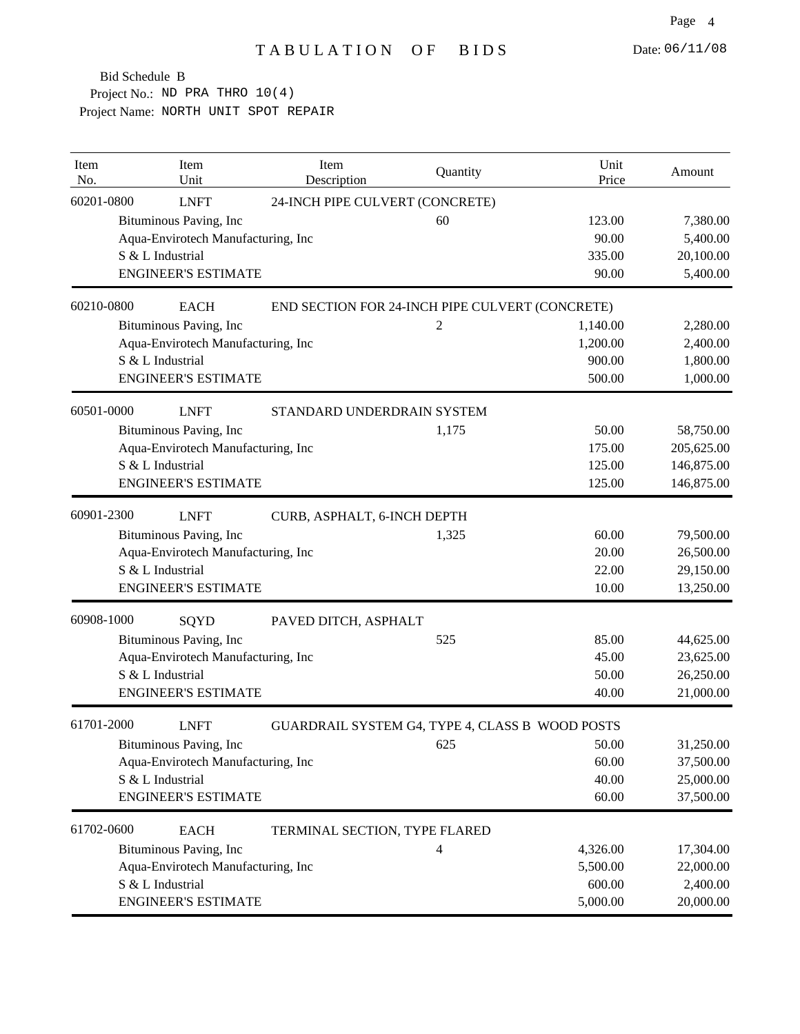# TABULATION OF BIDS

Date: 06/11/08

Bid Schedule B
Project No.: ND PRA THRO 10(4)
Project Name: NORTH UNIT SPOT REPAIR

| Item No. | Item Unit | Item Description | Quantity | Unit Price | Amount |
|---|---|---|---|---|---|
| 60201-0800 | LNFT | 24-INCH PIPE CULVERT (CONCRETE) | | | |
| | Bituminous Paving, Inc | | 60 | 123.00 | 7,380.00 |
| | Aqua-Envirotech Manufacturing, Inc | | | 90.00 | 5,400.00 |
| | S & L Industrial | | | 335.00 | 20,100.00 |
| | ENGINEER'S ESTIMATE | | | 90.00 | 5,400.00 |
| 60210-0800 | EACH | END SECTION FOR 24-INCH PIPE CULVERT (CONCRETE) | | | |
| | Bituminous Paving, Inc | | 2 | 1,140.00 | 2,280.00 |
| | Aqua-Envirotech Manufacturing, Inc | | | 1,200.00 | 2,400.00 |
| | S & L Industrial | | | 900.00 | 1,800.00 |
| | ENGINEER'S ESTIMATE | | | 500.00 | 1,000.00 |
| 60501-0000 | LNFT | STANDARD UNDERDRAIN SYSTEM | | | |
| | Bituminous Paving, Inc | | 1,175 | 50.00 | 58,750.00 |
| | Aqua-Envirotech Manufacturing, Inc | | | 175.00 | 205,625.00 |
| | S & L Industrial | | | 125.00 | 146,875.00 |
| | ENGINEER'S ESTIMATE | | | 125.00 | 146,875.00 |
| 60901-2300 | LNFT | CURB, ASPHALT, 6-INCH DEPTH | | | |
| | Bituminous Paving, Inc | | 1,325 | 60.00 | 79,500.00 |
| | Aqua-Envirotech Manufacturing, Inc | | | 20.00 | 26,500.00 |
| | S & L Industrial | | | 22.00 | 29,150.00 |
| | ENGINEER'S ESTIMATE | | | 10.00 | 13,250.00 |
| 60908-1000 | SQYD | PAVED DITCH, ASPHALT | | | |
| | Bituminous Paving, Inc | | 525 | 85.00 | 44,625.00 |
| | Aqua-Envirotech Manufacturing, Inc | | | 45.00 | 23,625.00 |
| | S & L Industrial | | | 50.00 | 26,250.00 |
| | ENGINEER'S ESTIMATE | | | 40.00 | 21,000.00 |
| 61701-2000 | LNFT | GUARDRAIL SYSTEM G4, TYPE 4, CLASS B WOOD POSTS | | | |
| | Bituminous Paving, Inc | | 625 | 50.00 | 31,250.00 |
| | Aqua-Envirotech Manufacturing, Inc | | | 60.00 | 37,500.00 |
| | S & L Industrial | | | 40.00 | 25,000.00 |
| | ENGINEER'S ESTIMATE | | | 60.00 | 37,500.00 |
| 61702-0600 | EACH | TERMINAL SECTION, TYPE FLARED | | | |
| | Bituminous Paving, Inc | | 4 | 4,326.00 | 17,304.00 |
| | Aqua-Envirotech Manufacturing, Inc | | | 5,500.00 | 22,000.00 |
| | S & L Industrial | | | 600.00 | 2,400.00 |
| | ENGINEER'S ESTIMATE | | | 5,000.00 | 20,000.00 |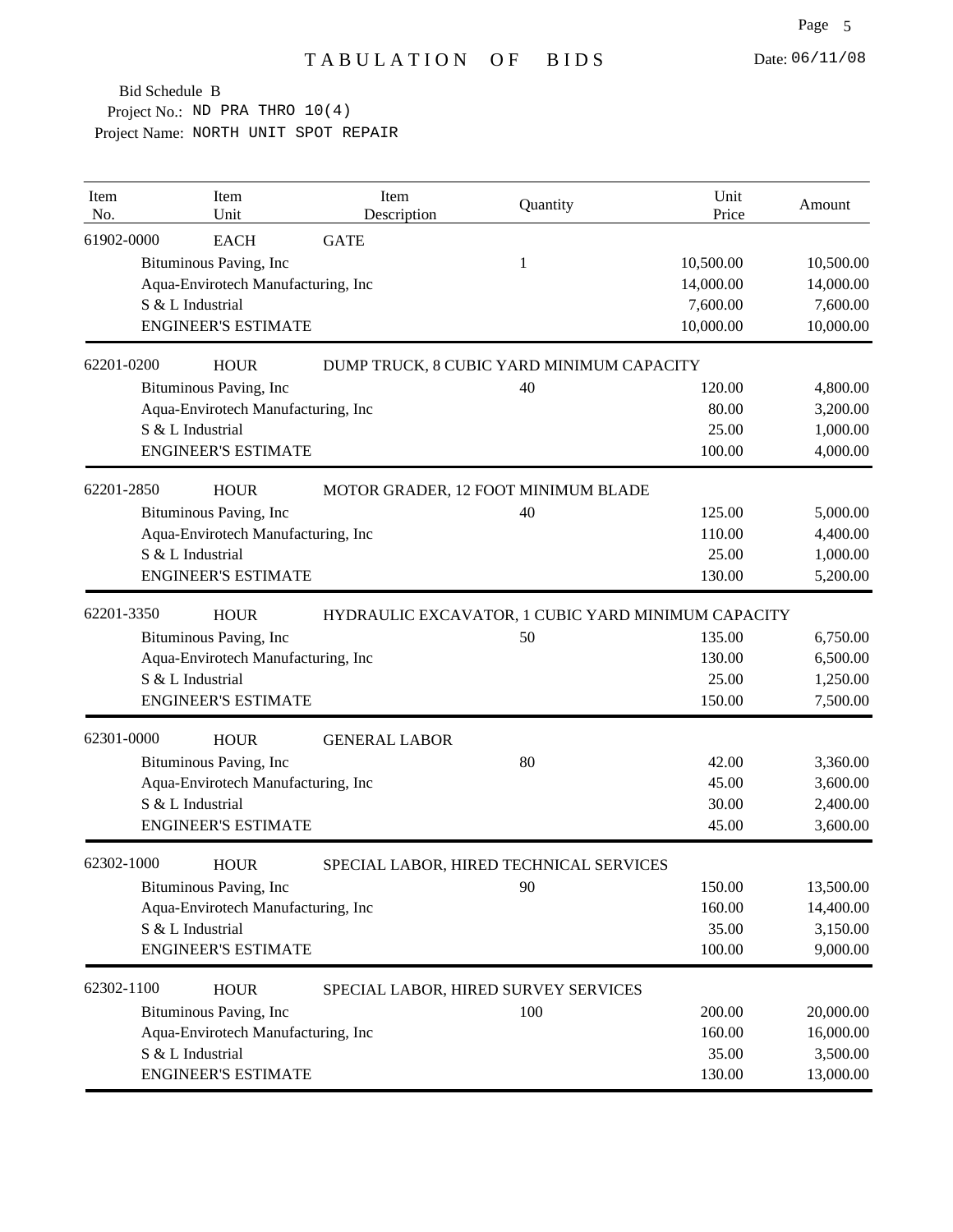# TABULATION OF BIDS

Date: 06/11/08

Bid Schedule B
Project No.: ND PRA THRO 10(4)
Project Name: NORTH UNIT SPOT REPAIR

| Item No. | Item Unit | Item Description | Quantity | Unit Price | Amount |
|---|---|---|---|---|---|
| 61902-0000 | EACH | GATE | | | |
| | Bituminous Paving, Inc | | 1 | 10,500.00 | 10,500.00 |
| | Aqua-Envirotech Manufacturing, Inc | | | 14,000.00 | 14,000.00 |
| | S & L Industrial | | | 7,600.00 | 7,600.00 |
| | ENGINEER'S ESTIMATE | | | 10,000.00 | 10,000.00 |
| 62201-0200 | HOUR | DUMP TRUCK, 8 CUBIC YARD MINIMUM CAPACITY | | | |
| | Bituminous Paving, Inc | | 40 | 120.00 | 4,800.00 |
| | Aqua-Envirotech Manufacturing, Inc | | | 80.00 | 3,200.00 |
| | S & L Industrial | | | 25.00 | 1,000.00 |
| | ENGINEER'S ESTIMATE | | | 100.00 | 4,000.00 |
| 62201-2850 | HOUR | MOTOR GRADER, 12 FOOT MINIMUM BLADE | | | |
| | Bituminous Paving, Inc | | 40 | 125.00 | 5,000.00 |
| | Aqua-Envirotech Manufacturing, Inc | | | 110.00 | 4,400.00 |
| | S & L Industrial | | | 25.00 | 1,000.00 |
| | ENGINEER'S ESTIMATE | | | 130.00 | 5,200.00 |
| 62201-3350 | HOUR | HYDRAULIC EXCAVATOR, 1 CUBIC YARD MINIMUM CAPACITY | | | |
| | Bituminous Paving, Inc | | 50 | 135.00 | 6,750.00 |
| | Aqua-Envirotech Manufacturing, Inc | | | 130.00 | 6,500.00 |
| | S & L Industrial | | | 25.00 | 1,250.00 |
| | ENGINEER'S ESTIMATE | | | 150.00 | 7,500.00 |
| 62301-0000 | HOUR | GENERAL LABOR | | | |
| | Bituminous Paving, Inc | | 80 | 42.00 | 3,360.00 |
| | Aqua-Envirotech Manufacturing, Inc | | | 45.00 | 3,600.00 |
| | S & L Industrial | | | 30.00 | 2,400.00 |
| | ENGINEER'S ESTIMATE | | | 45.00 | 3,600.00 |
| 62302-1000 | HOUR | SPECIAL LABOR, HIRED TECHNICAL SERVICES | | | |
| | Bituminous Paving, Inc | | 90 | 150.00 | 13,500.00 |
| | Aqua-Envirotech Manufacturing, Inc | | | 160.00 | 14,400.00 |
| | S & L Industrial | | | 35.00 | 3,150.00 |
| | ENGINEER'S ESTIMATE | | | 100.00 | 9,000.00 |
| 62302-1100 | HOUR | SPECIAL LABOR, HIRED SURVEY SERVICES | | | |
| | Bituminous Paving, Inc | | 100 | 200.00 | 20,000.00 |
| | Aqua-Envirotech Manufacturing, Inc | | | 160.00 | 16,000.00 |
| | S & L Industrial | | | 35.00 | 3,500.00 |
| | ENGINEER'S ESTIMATE | | | 130.00 | 13,000.00 |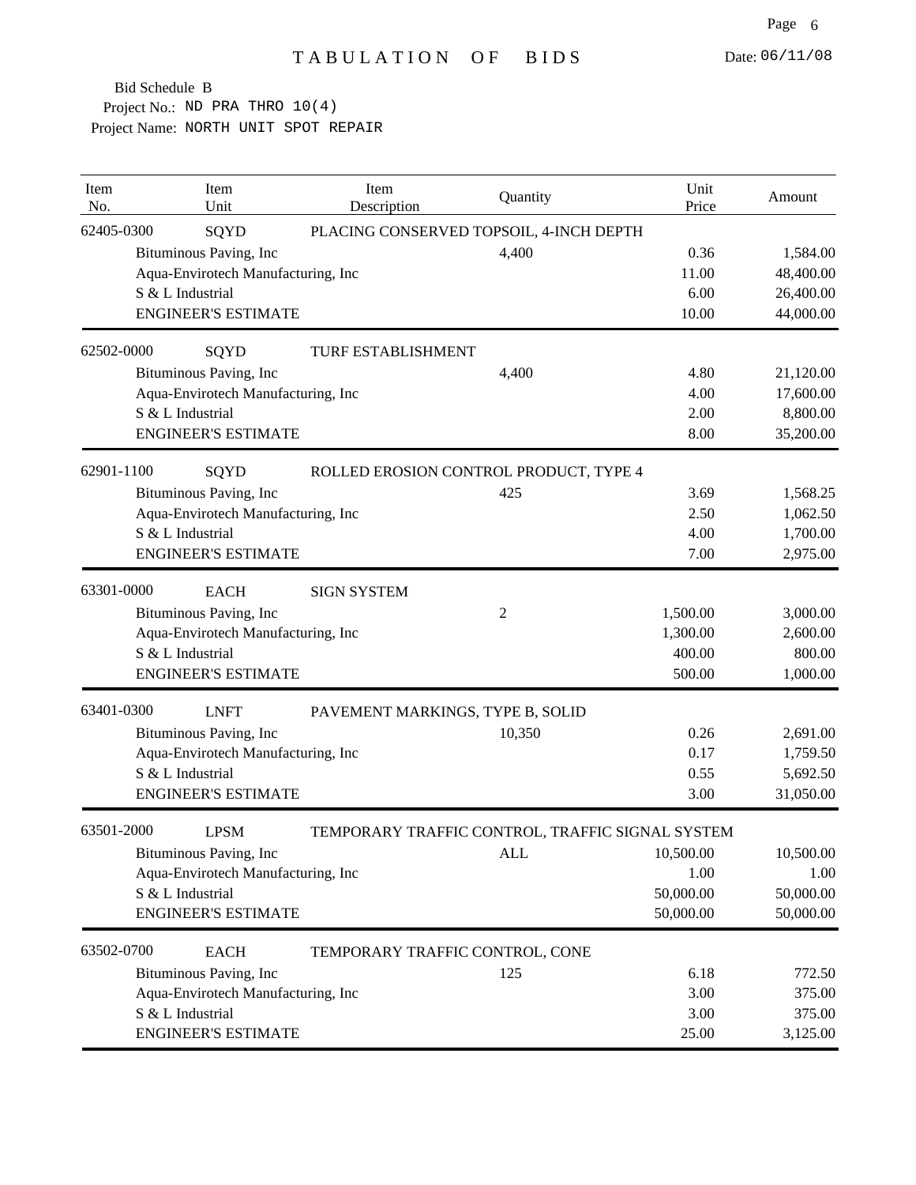# TABULATION OF BIDS

Date: 06/11/08

Bid Schedule B
Project No.: ND PRA THRO 10(4)
Project Name: NORTH UNIT SPOT REPAIR

| Item No. | Item Unit | Item Description | Quantity | Unit Price | Amount |
|---|---|---|---|---|---|
| 62405-0300 | SQYD | PLACING CONSERVED TOPSOIL, 4-INCH DEPTH | | | |
| | Bituminous Paving, Inc | | 4,400 | 0.36 | 1,584.00 |
| | Aqua-Envirotech Manufacturing, Inc | | | 11.00 | 48,400.00 |
| | S & L Industrial | | | 6.00 | 26,400.00 |
| | ENGINEER'S ESTIMATE | | | 10.00 | 44,000.00 |
| 62502-0000 | SQYD | TURF ESTABLISHMENT | | | |
| | Bituminous Paving, Inc | | 4,400 | 4.80 | 21,120.00 |
| | Aqua-Envirotech Manufacturing, Inc | | | 4.00 | 17,600.00 |
| | S & L Industrial | | | 2.00 | 8,800.00 |
| | ENGINEER'S ESTIMATE | | | 8.00 | 35,200.00 |
| 62901-1100 | SQYD | ROLLED EROSION CONTROL PRODUCT, TYPE 4 | | | |
| | Bituminous Paving, Inc | | 425 | 3.69 | 1,568.25 |
| | Aqua-Envirotech Manufacturing, Inc | | | 2.50 | 1,062.50 |
| | S & L Industrial | | | 4.00 | 1,700.00 |
| | ENGINEER'S ESTIMATE | | | 7.00 | 2,975.00 |
| 63301-0000 | EACH | SIGN SYSTEM | | | |
| | Bituminous Paving, Inc | | 2 | 1,500.00 | 3,000.00 |
| | Aqua-Envirotech Manufacturing, Inc | | | 1,300.00 | 2,600.00 |
| | S & L Industrial | | | 400.00 | 800.00 |
| | ENGINEER'S ESTIMATE | | | 500.00 | 1,000.00 |
| 63401-0300 | LNFT | PAVEMENT MARKINGS, TYPE B, SOLID | | | |
| | Bituminous Paving, Inc | | 10,350 | 0.26 | 2,691.00 |
| | Aqua-Envirotech Manufacturing, Inc | | | 0.17 | 1,759.50 |
| | S & L Industrial | | | 0.55 | 5,692.50 |
| | ENGINEER'S ESTIMATE | | | 3.00 | 31,050.00 |
| 63501-2000 | LPSM | TEMPORARY TRAFFIC CONTROL, TRAFFIC SIGNAL SYSTEM | | | |
| | Bituminous Paving, Inc | | ALL | 10,500.00 | 10,500.00 |
| | Aqua-Envirotech Manufacturing, Inc | | | 1.00 | 1.00 |
| | S & L Industrial | | | 50,000.00 | 50,000.00 |
| | ENGINEER'S ESTIMATE | | | 50,000.00 | 50,000.00 |
| 63502-0700 | EACH | TEMPORARY TRAFFIC CONTROL, CONE | | | |
| | Bituminous Paving, Inc | | 125 | 6.18 | 772.50 |
| | Aqua-Envirotech Manufacturing, Inc | | | 3.00 | 375.00 |
| | S & L Industrial | | | 3.00 | 375.00 |
| | ENGINEER'S ESTIMATE | | | 25.00 | 3,125.00 |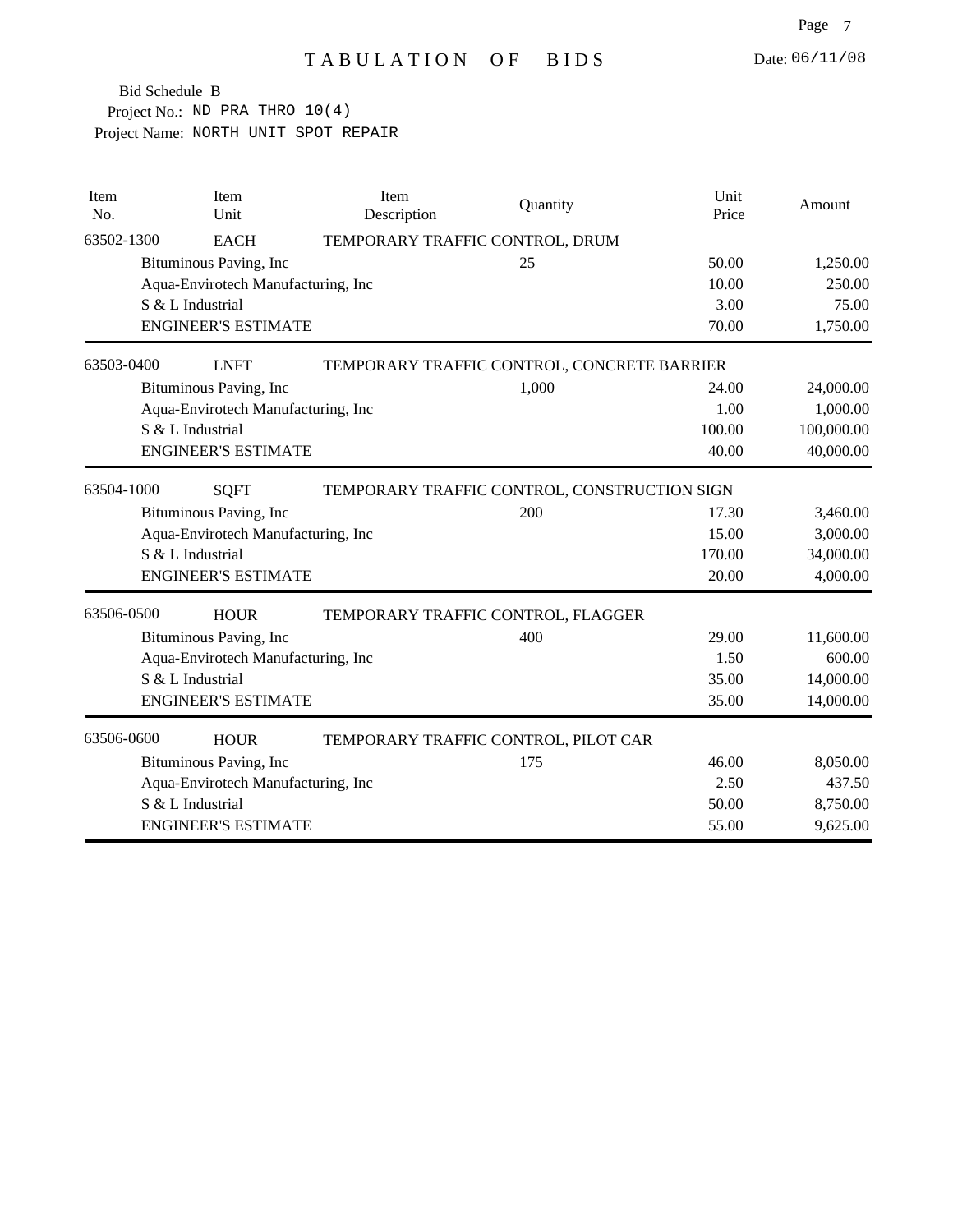# TABULATION OF BIDS

Date: 06/11/08

Bid Schedule B
Project No.: ND PRA THRO 10(4)
Project Name: NORTH UNIT SPOT REPAIR

| Item No. | Item Unit | Item Description | Quantity | Unit Price | Amount |
|---|---|---|---|---|---|
| 63502-1300 | EACH | TEMPORARY TRAFFIC CONTROL, DRUM | | | |
| | Bituminous Paving, Inc | | 25 | 50.00 | 1,250.00 |
| | Aqua-Envirotech Manufacturing, Inc | | | 10.00 | 250.00 |
| | S & L Industrial | | | 3.00 | 75.00 |
| | ENGINEER'S ESTIMATE | | | 70.00 | 1,750.00 |
| 63503-0400 | LNFT | TEMPORARY TRAFFIC CONTROL, CONCRETE BARRIER | | | |
| | Bituminous Paving, Inc | | 1,000 | 24.00 | 24,000.00 |
| | Aqua-Envirotech Manufacturing, Inc | | | 1.00 | 1,000.00 |
| | S & L Industrial | | | 100.00 | 100,000.00 |
| | ENGINEER'S ESTIMATE | | | 40.00 | 40,000.00 |
| 63504-1000 | SQFT | TEMPORARY TRAFFIC CONTROL, CONSTRUCTION SIGN | | | |
| | Bituminous Paving, Inc | | 200 | 17.30 | 3,460.00 |
| | Aqua-Envirotech Manufacturing, Inc | | | 15.00 | 3,000.00 |
| | S & L Industrial | | | 170.00 | 34,000.00 |
| | ENGINEER'S ESTIMATE | | | 20.00 | 4,000.00 |
| 63506-0500 | HOUR | TEMPORARY TRAFFIC CONTROL, FLAGGER | | | |
| | Bituminous Paving, Inc | | 400 | 29.00 | 11,600.00 |
| | Aqua-Envirotech Manufacturing, Inc | | | 1.50 | 600.00 |
| | S & L Industrial | | | 35.00 | 14,000.00 |
| | ENGINEER'S ESTIMATE | | | 35.00 | 14,000.00 |
| 63506-0600 | HOUR | TEMPORARY TRAFFIC CONTROL, PILOT CAR | | | |
| | Bituminous Paving, Inc | | 175 | 46.00 | 8,050.00 |
| | Aqua-Envirotech Manufacturing, Inc | | | 2.50 | 437.50 |
| | S & L Industrial | | | 50.00 | 8,750.00 |
| | ENGINEER'S ESTIMATE | | | 55.00 | 9,625.00 |